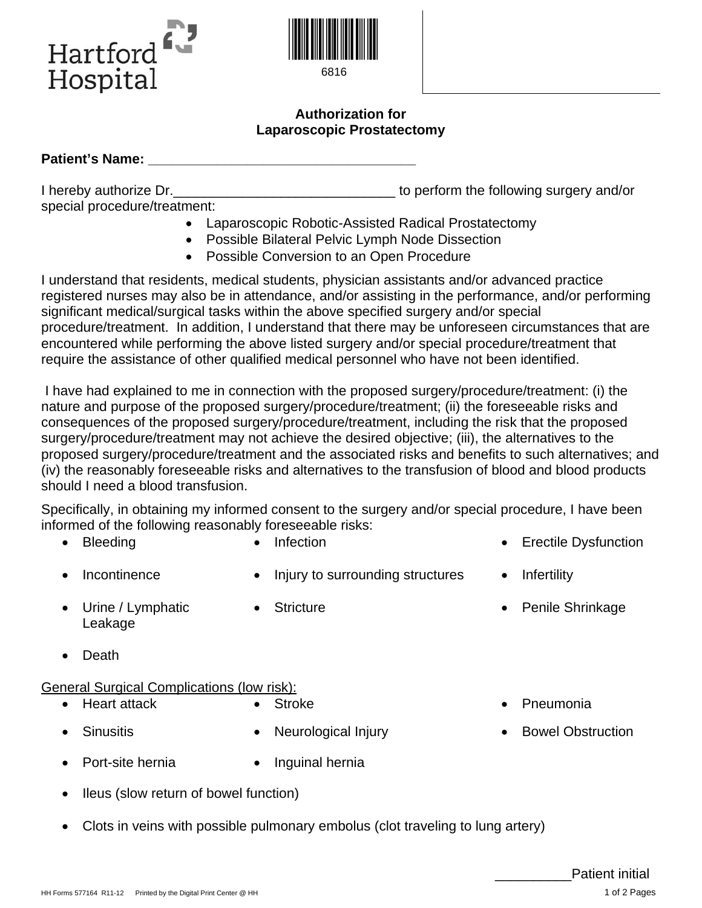Hartford Hospital

6816

## Authorization for Laparoscopic Prostatectomy

**Patient's Name: ___________________________________**

I hereby authorize Dr.______________________________ to perform the following surgery and/or special procedure/treatment:

- Laparoscopic Robotic-Assisted Radical Prostatectomy
- Possible Bilateral Pelvic Lymph Node Dissection
- Possible Conversion to an Open Procedure

I understand that residents, medical students, physician assistants and/or advanced practice registered nurses may also be in attendance, and/or assisting in the performance, and/or performing significant medical/surgical tasks within the above specified surgery and/or special procedure/treatment. In addition, I understand that there may be unforeseen circumstances that are encountered while performing the above listed surgery and/or special procedure/treatment that require the assistance of other qualified medical personnel who have not been identified.

I have had explained to me in connection with the proposed surgery/procedure/treatment: (i) the nature and purpose of the proposed surgery/procedure/treatment; (ii) the foreseeable risks and consequences of the proposed surgery/procedure/treatment, including the risk that the proposed surgery/procedure/treatment may not achieve the desired objective; (iii), the alternatives to the proposed surgery/procedure/treatment and the associated risks and benefits to such alternatives; and (iv) the reasonably foreseeable risks and alternatives to the transfusion of blood and blood products should I need a blood transfusion.

Specifically, in obtaining my informed consent to the surgery and/or special procedure, I have been informed of the following reasonably foreseeable risks:

- Bleeding
- Infection
- Erectile Dysfunction
- Incontinence
- Injury to surrounding structures
- Infertility
- Urine / Lymphatic Leakage
- Stricture
- Penile Shrinkage
- Death

General Surgical Complications (low risk):

- Heart attack
- Stroke
- Pneumonia
- Sinusitis
- Neurological Injury
- Bowel Obstruction
- Port-site hernia
- Inguinal hernia
- Ileus (slow return of bowel function)
- Clots in veins with possible pulmonary embolus (clot traveling to lung artery)

__________Patient initial

HH Forms 577164 R11-12 Printed by the Digital Print Center @ HH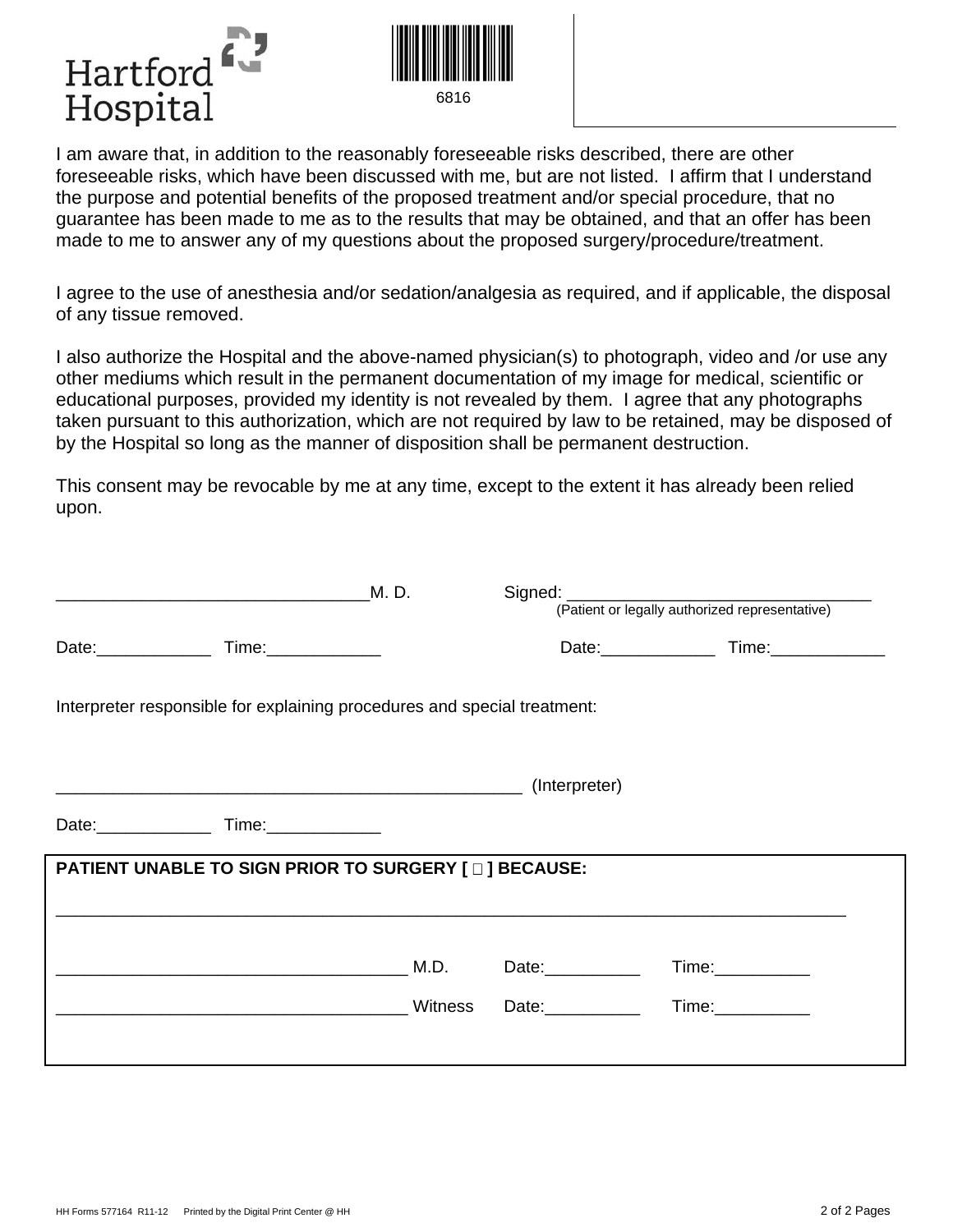Hartford Hospital

6816

I am aware that, in addition to the reasonably foreseeable risks described, there are other foreseeable risks, which have been discussed with me, but are not listed. I affirm that I understand the purpose and potential benefits of the proposed treatment and/or special procedure, that no guarantee has been made to me as to the results that may be obtained, and that an offer has been made to me to answer any of my questions about the proposed surgery/procedure/treatment.

I agree to the use of anesthesia and/or sedation/analgesia as required, and if applicable, the disposal of any tissue removed.

I also authorize the Hospital and the above-named physician(s) to photograph, video and /or use any other mediums which result in the permanent documentation of my image for medical, scientific or educational purposes, provided my identity is not revealed by them. I agree that any photographs taken pursuant to this authorization, which are not required by law to be retained, may be disposed of by the Hospital so long as the manner of disposition shall be permanent destruction.

This consent may be revocable by me at any time, except to the extent it has already been relied upon.

________________________________M. D.    Signed: ________________________________
(Patient or legally authorized representative)

Date:____________ Time:____________    Date:____________ Time:____________

Interpreter responsible for explaining procedures and special treatment:

________________________________________________ (Interpreter)

Date:____________ Time:____________

**PATIENT UNABLE TO SIGN PRIOR TO SURGERY [ ] BECAUSE:**

________________________________________________________________________________

____________________________________ M.D. Date:__________ Time:__________

____________________________________ Witness Date:__________ Time:__________

HH Forms 577164 R11-12 Printed by the Digital Print Center @ HH